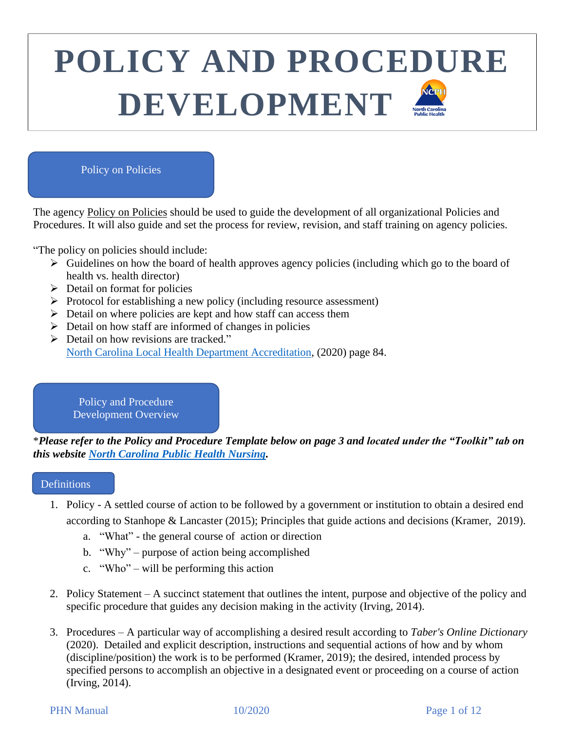# POLICY AND PROCEDURE DEVELOPMENT

## Policy on Policies

The agency Policy on Policies should be used to guide the development of all organizational Policies and Procedures. It will also guide and set the process for review, revision, and staff training on agency policies.

"The policy on policies should include:

- Guidelines on how the board of health approves agency policies (including which go to the board of health vs. health director)
- Detail on format for policies
- Protocol for establishing a new policy (including resource assessment)
- Detail on where policies are kept and how staff can access them
- Detail on how staff are informed of changes in policies
- Detail on how revisions are tracked."
  North Carolina Local Health Department Accreditation, (2020) page 84.

## Policy and Procedure Development Overview

\****Please refer to the Policy and Procedure Template below on page 3 and located under the "Toolkit" tab on this website North Carolina Public Health Nursing.***

### Definitions

1. Policy - A settled course of action to be followed by a government or institution to obtain a desired end according to Stanhope & Lancaster (2015); Principles that guide actions and decisions (Kramer, 2019).
   a. "What" - the general course of action or direction
   b. "Why" – purpose of action being accomplished
   c. "Who" – will be performing this action

2. Policy Statement – A succinct statement that outlines the intent, purpose and objective of the policy and specific procedure that guides any decision making in the activity (Irving, 2014).

3. Procedures – A particular way of accomplishing a desired result according to *Taber's Online Dictionary* (2020). Detailed and explicit description, instructions and sequential actions of how and by whom (discipline/position) the work is to be performed (Kramer, 2019); the desired, intended process by specified persons to accomplish an objective in a designated event or proceeding on a course of action (Irving, 2014).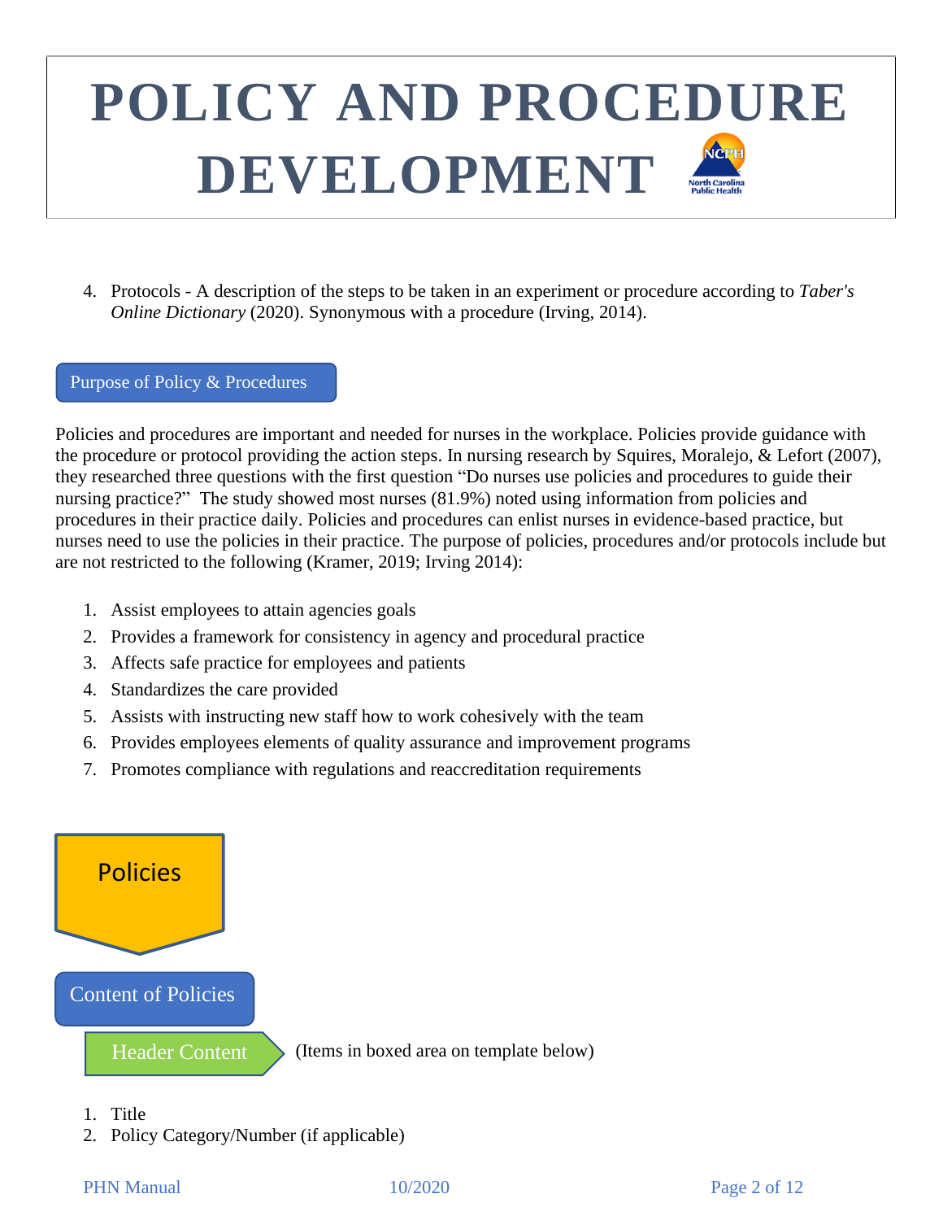4. Protocols - A description of the steps to be taken in an experiment or procedure according to *Taber's Online Dictionary* (2020). Synonymous with a procedure (Irving, 2014).

## Purpose of Policy & Procedures

Policies and procedures are important and needed for nurses in the workplace. Policies provide guidance with the procedure or protocol providing the action steps. In nursing research by Squires, Moralejo, & Lefort (2007), they researched three questions with the first question "Do nurses use policies and procedures to guide their nursing practice?" The study showed most nurses (81.9%) noted using information from policies and procedures in their practice daily. Policies and procedures can enlist nurses in evidence-based practice, but nurses need to use the policies in their practice. The purpose of policies, procedures and/or protocols include but are not restricted to the following (Kramer, 2019; Irving 2014):

1. Assist employees to attain agencies goals
2. Provides a framework for consistency in agency and procedural practice
3. Affects safe practice for employees and patients
4. Standardizes the care provided
5. Assists with instructing new staff how to work cohesively with the team
6. Provides employees elements of quality assurance and improvement programs
7. Promotes compliance with regulations and reaccreditation requirements

# Policies

## Content of Policies

### Header Content

(Items in boxed area on template below)

1. Title
2. Policy Category/Number (if applicable)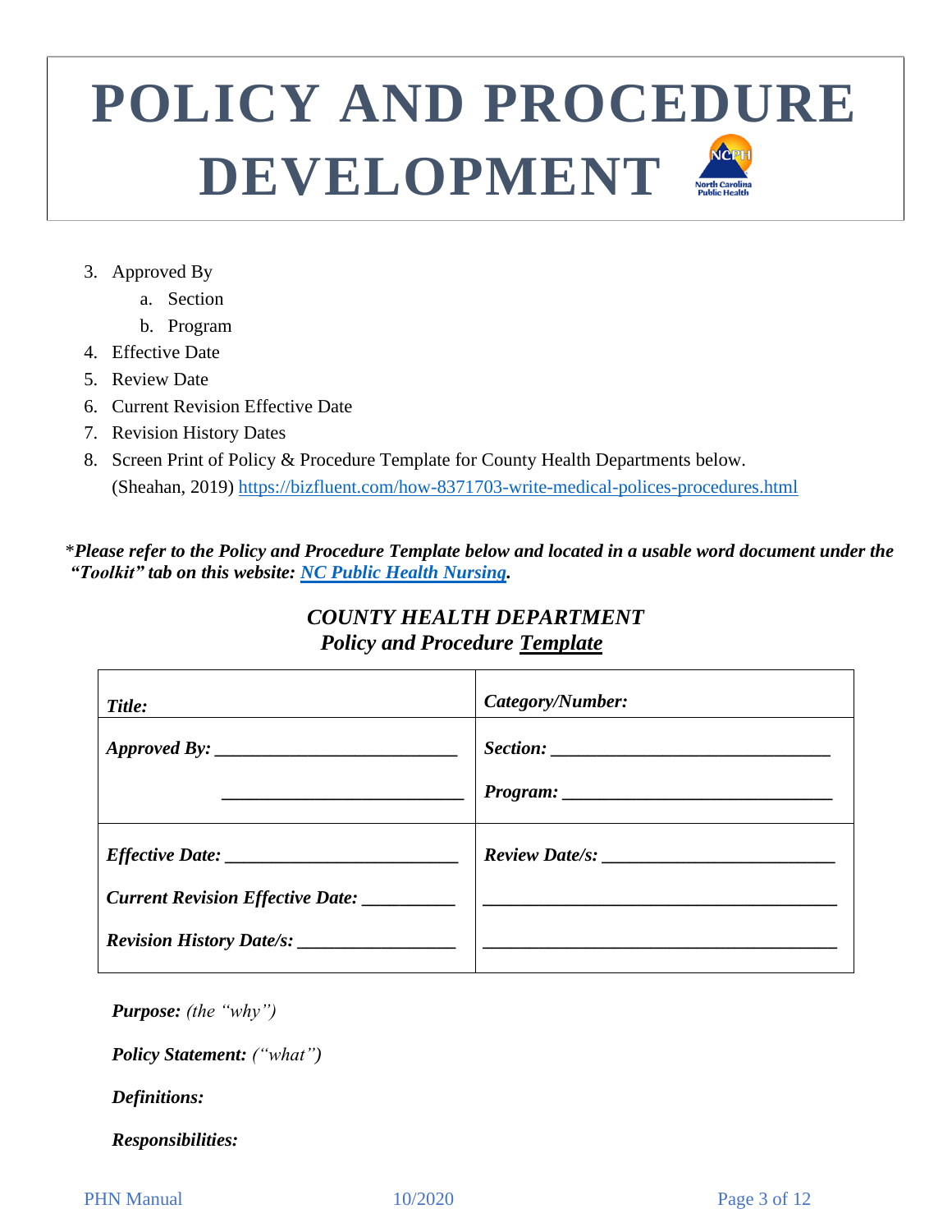# POLICY AND PROCEDURE DEVELOPMENT

3. Approved By
   a. Section
   b. Program
4. Effective Date
5. Review Date
6. Current Revision Effective Date
7. Revision History Dates
8. Screen Print of Policy & Procedure Template for County Health Departments below. (Sheahan, 2019) https://bizfluent.com/how-8371703-write-medical-polices-procedures.html

*\*Please refer to the Policy and Procedure Template below and located in a usable word document under the "Toolkit" tab on this website: [NC Public Health Nursing](#).***

## *COUNTY HEALTH DEPARTMENT*
## *Policy and Procedure Template*

| ***Title:*** | ***Category/Number:*** |
|---|---|
| ***Approved By:*** __________________________<br>__________________________ | ***Section:*** ______________________________<br>***Program:*** _____________________________ |
| ***Effective Date:*** ________________________<br>***Current Revision Effective Date:*** __________<br>***Revision History Date/s:*** ________________ | ***Review Date/s:*** ________________________<br>_____________________________________<br>_____________________________________ |

***Purpose:*** *(the "why")*

***Policy Statement:*** *("what")*

***Definitions:***

***Responsibilities:***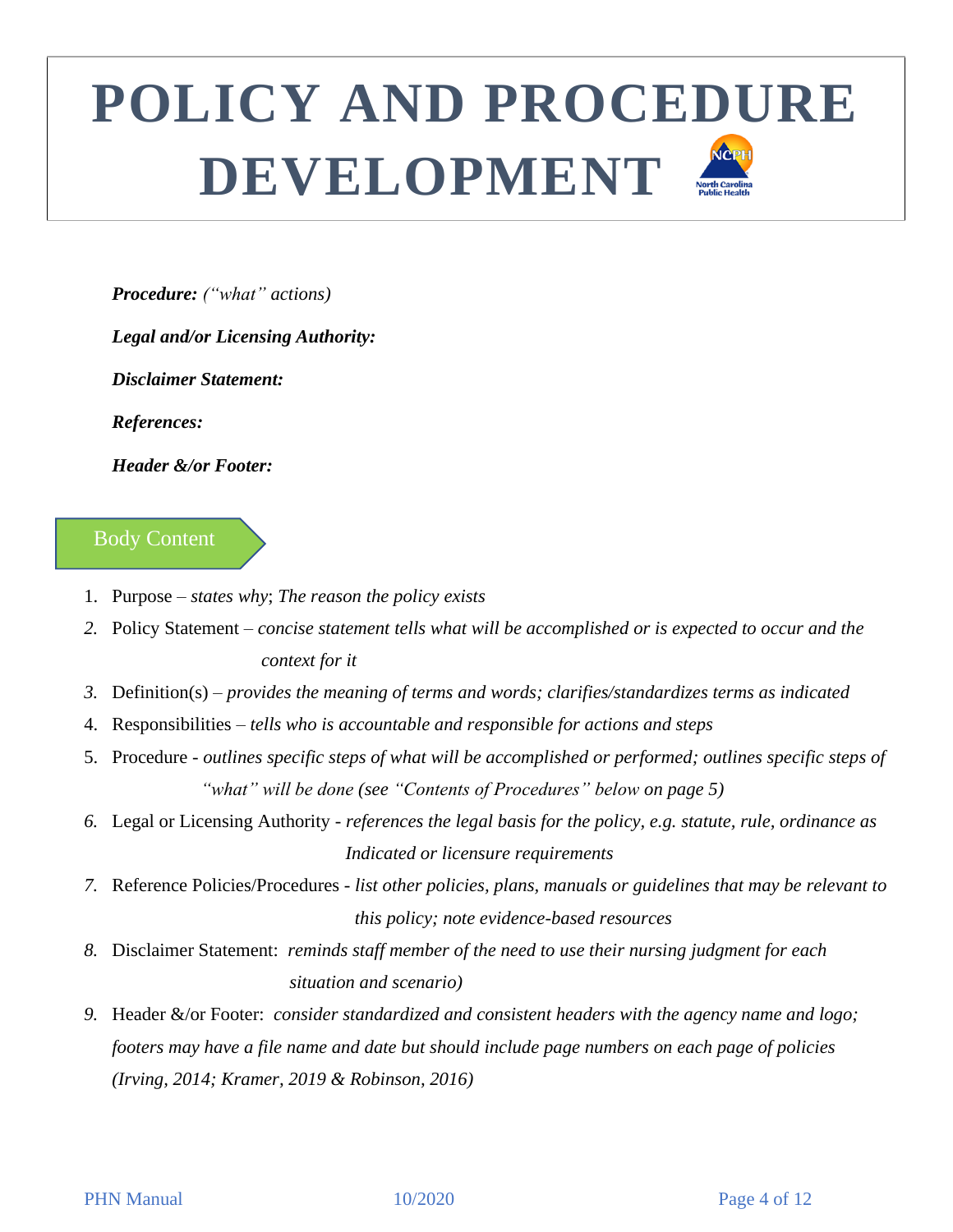# POLICY AND PROCEDURE DEVELOPMENT

***Procedure:*** *("what" actions)*

***Legal and/or Licensing Authority:***

***Disclaimer Statement:***

***References:***

***Header &/or Footer:***

## Body Content

1. Purpose – *states why*; *The reason the policy exists*
2. Policy Statement – *concise statement tells what will be accomplished or is expected to occur and the context for it*
3. Definition(s) – *provides the meaning of terms and words; clarifies/standardizes terms as indicated*
4. Responsibilities – *tells who is accountable and responsible for actions and steps*
5. Procedure - *outlines specific steps of what will be accomplished or performed; outlines specific steps of "what" will be done (see "Contents of Procedures" below on page 5)*
6. Legal or Licensing Authority - *references the legal basis for the policy, e.g. statute, rule, ordinance as Indicated or licensure requirements*
7. Reference Policies/Procedures - *list other policies, plans, manuals or guidelines that may be relevant to this policy; note evidence-based resources*
8. Disclaimer Statement: *reminds staff member of the need to use their nursing judgment for each situation and scenario)*
9. Header &/or Footer: *consider standardized and consistent headers with the agency name and logo; footers may have a file name and date but should include page numbers on each page of policies (Irving, 2014; Kramer, 2019 & Robinson, 2016)*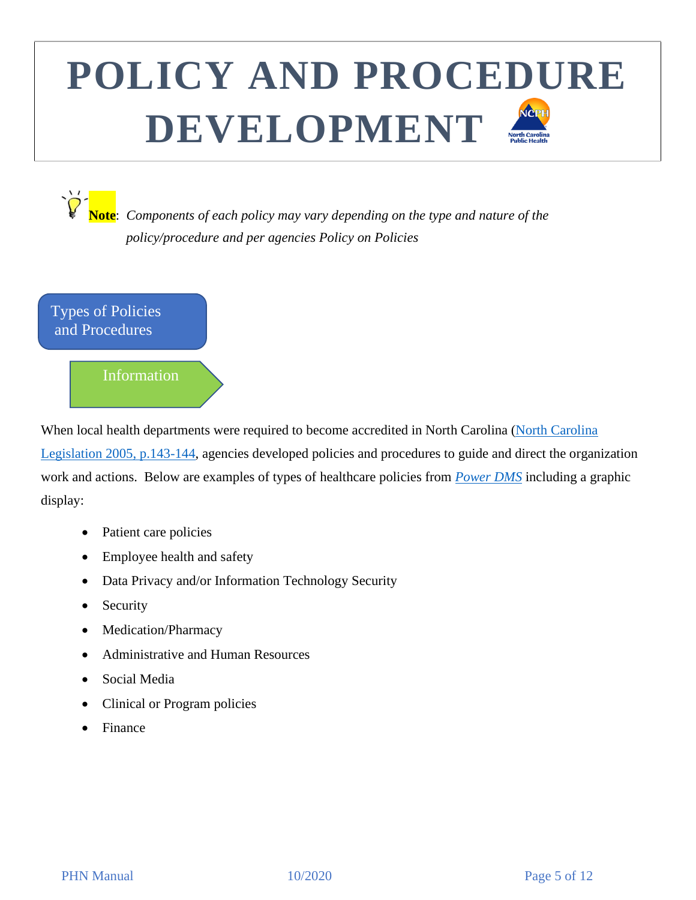# POLICY AND PROCEDURE DEVELOPMENT

**Note**: *Components of each policy may vary depending on the type and nature of the policy/procedure and per agencies Policy on Policies*

## Types of Policies and Procedures

### Information

When local health departments were required to become accredited in North Carolina (North Carolina Legislation 2005, p.143-144, agencies developed policies and procedures to guide and direct the organization work and actions. Below are examples of types of healthcare policies from *Power DMS* including a graphic display:

- Patient care policies
- Employee health and safety
- Data Privacy and/or Information Technology Security
- Security
- Medication/Pharmacy
- Administrative and Human Resources
- Social Media
- Clinical or Program policies
- Finance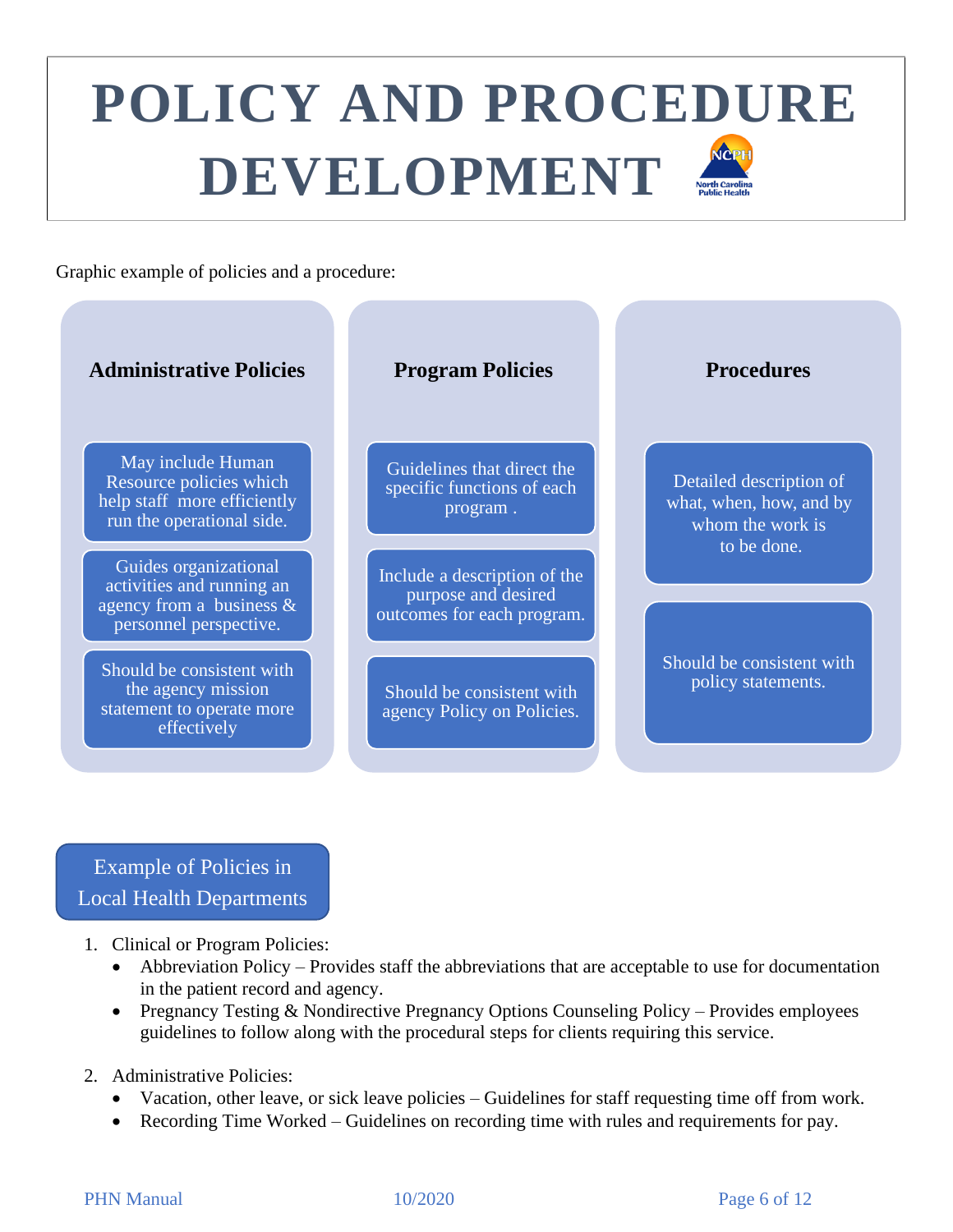# POLICY AND PROCEDURE DEVELOPMENT

Graphic example of policies and a procedure:

### Administrative Policies

- May include Human Resource policies which help staff more efficiently run the operational side.
- Guides organizational activities and running an agency from a business & personnel perspective.
- Should be consistent with the agency mission statement to operate more effectively

### Program Policies

- Guidelines that direct the specific functions of each program .
- Include a description of the purpose and desired outcomes for each program.
- Should be consistent with agency Policy on Policies.

### Procedures

- Detailed description of what, when, how, and by whom the work is to be done.
- Should be consistent with policy statements.

## Example of Policies in Local Health Departments

1. Clinical or Program Policies:
   - Abbreviation Policy – Provides staff the abbreviations that are acceptable to use for documentation in the patient record and agency.
   - Pregnancy Testing & Nondirective Pregnancy Options Counseling Policy – Provides employees guidelines to follow along with the procedural steps for clients requiring this service.

2. Administrative Policies:
   - Vacation, other leave, or sick leave policies – Guidelines for staff requesting time off from work.
   - Recording Time Worked – Guidelines on recording time with rules and requirements for pay.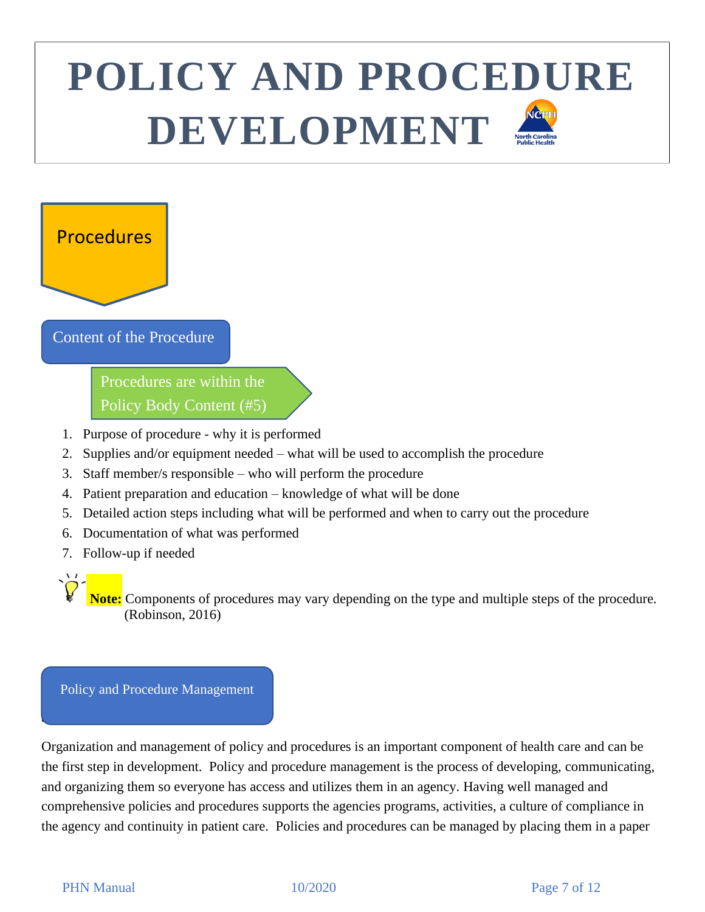# POLICY AND PROCEDURE DEVELOPMENT

## Procedures

### Content of the Procedure

Procedures are within the Policy Body Content (#5)

1. Purpose of procedure - why it is performed
2. Supplies and/or equipment needed – what will be used to accomplish the procedure
3. Staff member/s responsible – who will perform the procedure
4. Patient preparation and education – knowledge of what will be done
5. Detailed action steps including what will be performed and when to carry out the procedure
6. Documentation of what was performed
7. Follow-up if needed

**Note:** Components of procedures may vary depending on the type and multiple steps of the procedure. (Robinson, 2016)

### Policy and Procedure Management

Organization and management of policy and procedures is an important component of health care and can be the first step in development. Policy and procedure management is the process of developing, communicating, and organizing them so everyone has access and utilizes them in an agency. Having well managed and comprehensive policies and procedures supports the agencies programs, activities, a culture of compliance in the agency and continuity in patient care. Policies and procedures can be managed by placing them in a paper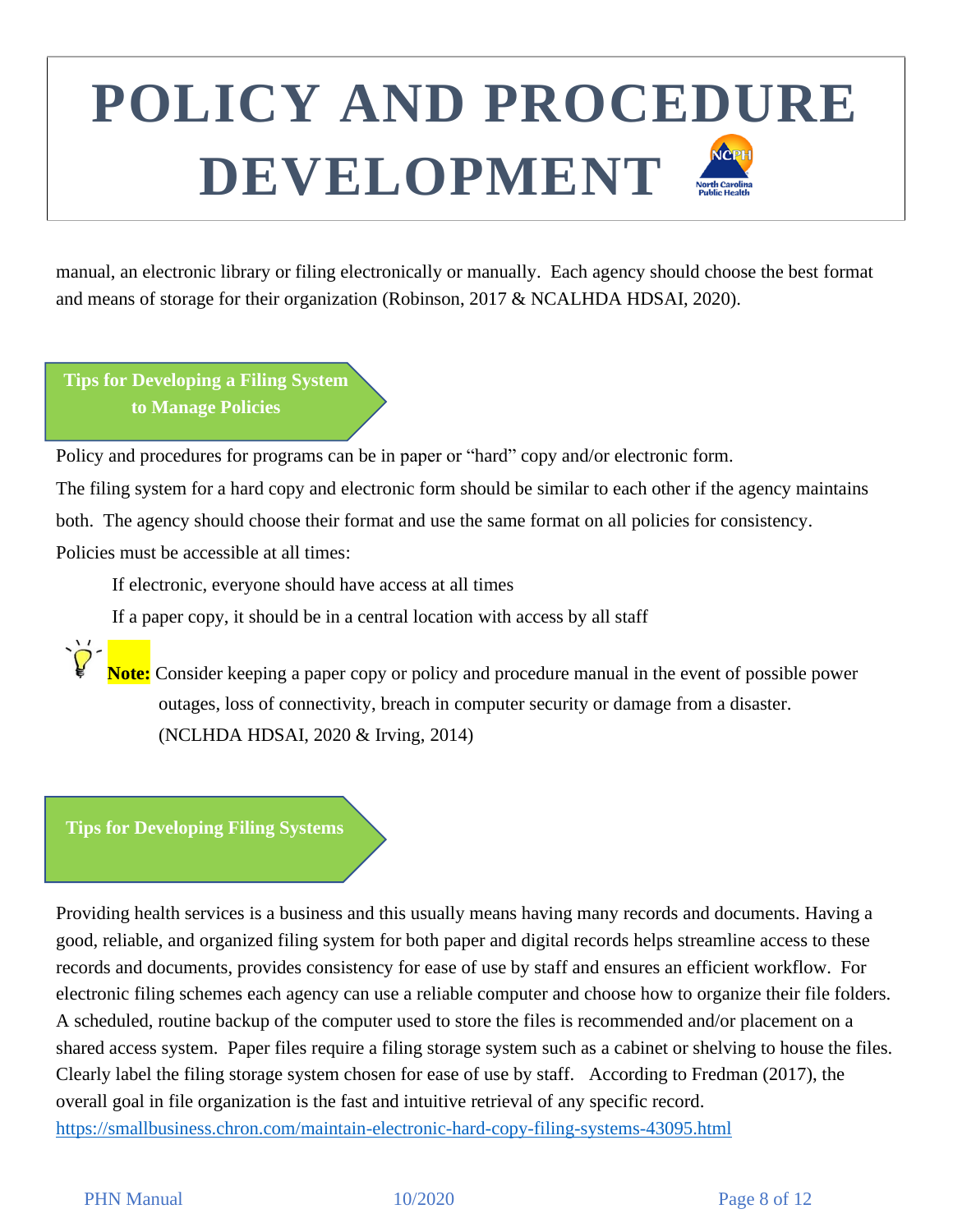manual, an electronic library or filing electronically or manually. Each agency should choose the best format and means of storage for their organization (Robinson, 2017 & NCALHDA HDSAI, 2020).

## Tips for Developing a Filing System to Manage Policies

Policy and procedures for programs can be in paper or "hard" copy and/or electronic form.

The filing system for a hard copy and electronic form should be similar to each other if the agency maintains both. The agency should choose their format and use the same format on all policies for consistency.

Policies must be accessible at all times:

- If electronic, everyone should have access at all times
- If a paper copy, it should be in a central location with access by all staff

**Note:** Consider keeping a paper copy or policy and procedure manual in the event of possible power outages, loss of connectivity, breach in computer security or damage from a disaster. (NCLHDA HDSAI, 2020 & Irving, 2014)

## Tips for Developing Filing Systems

Providing health services is a business and this usually means having many records and documents. Having a good, reliable, and organized filing system for both paper and digital records helps streamline access to these records and documents, provides consistency for ease of use by staff and ensures an efficient workflow. For electronic filing schemes each agency can use a reliable computer and choose how to organize their file folders. A scheduled, routine backup of the computer used to store the files is recommended and/or placement on a shared access system. Paper files require a filing storage system such as a cabinet or shelving to house the files. Clearly label the filing storage system chosen for ease of use by staff. According to Fredman (2017), the overall goal in file organization is the fast and intuitive retrieval of any specific record.
https://smallbusiness.chron.com/maintain-electronic-hard-copy-filing-systems-43095.html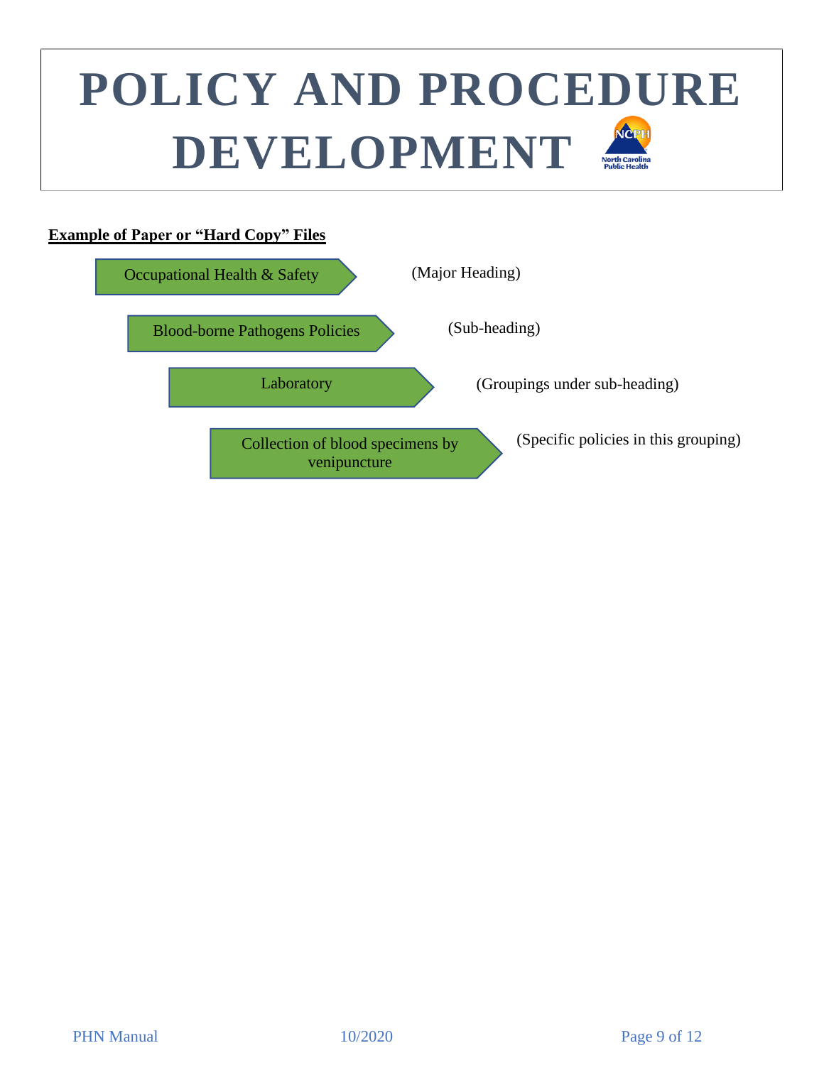# POLICY AND PROCEDURE DEVELOPMENT

**Example of Paper or "Hard Copy" Files**

- Occupational Health & Safety (Major Heading)
  - Blood-borne Pathogens Policies (Sub-heading)
    - Laboratory (Groupings under sub-heading)
      - Collection of blood specimens by venipuncture (Specific policies in this grouping)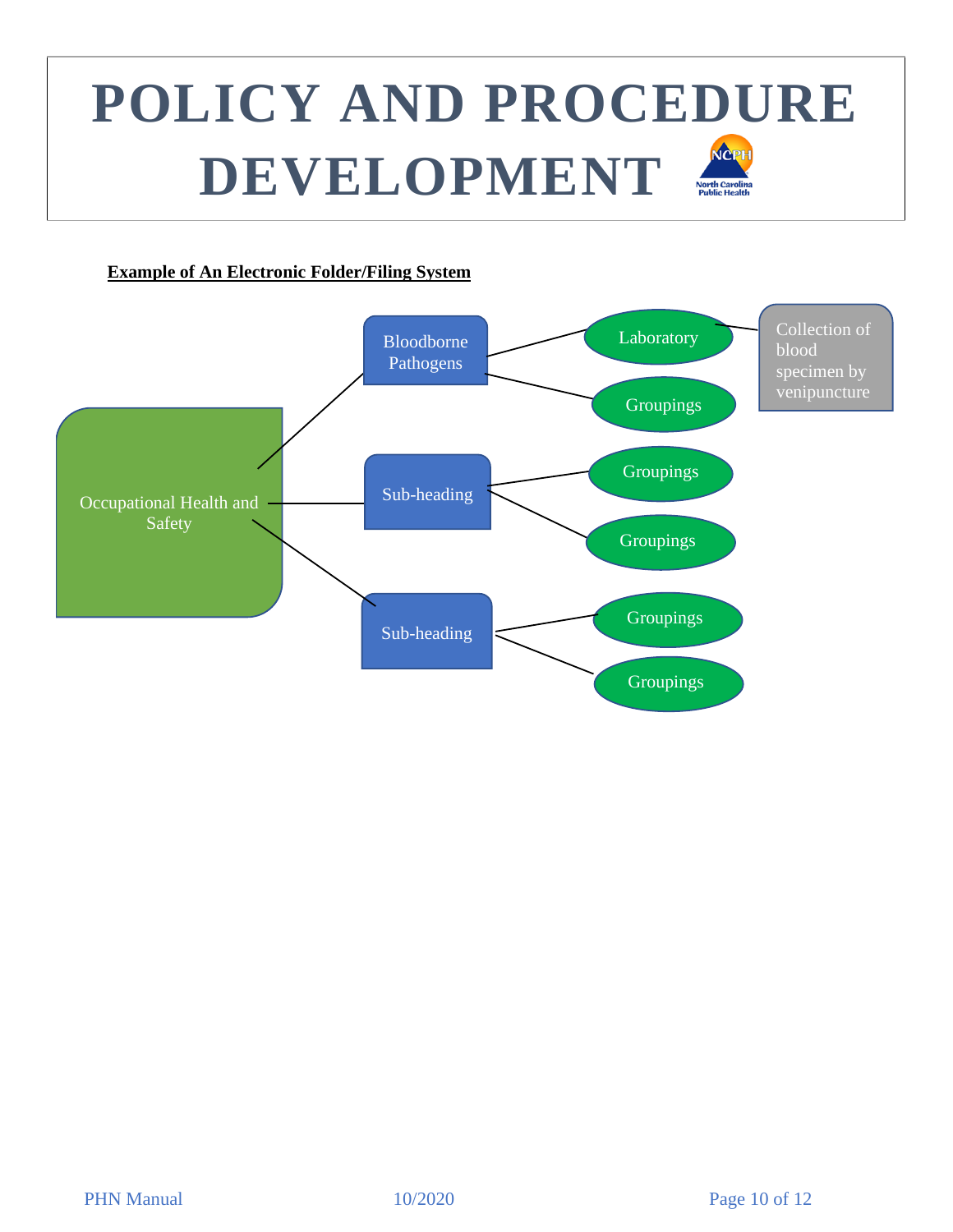# POLICY AND PROCEDURE DEVELOPMENT

**Example of An Electronic Folder/Filing System**

- Occupational Health and Safety
  - Bloodborne Pathogens
    - Laboratory
      - Collection of blood specimen by venipuncture
    - Groupings
  - Sub-heading
    - Groupings
    - Groupings
  - Sub-heading
    - Groupings
    - Groupings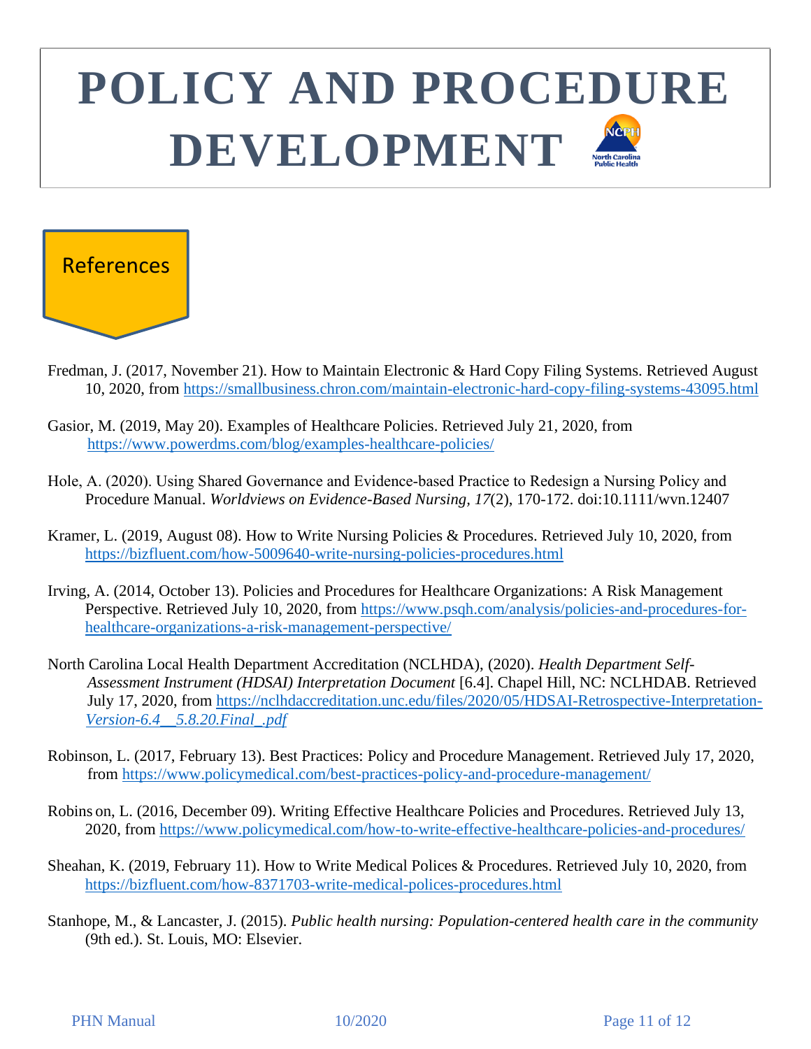# POLICY AND PROCEDURE DEVELOPMENT

## References

Fredman, J. (2017, November 21). How to Maintain Electronic & Hard Copy Filing Systems. Retrieved August 10, 2020, from https://smallbusiness.chron.com/maintain-electronic-hard-copy-filing-systems-43095.html

Gasior, M. (2019, May 20). Examples of Healthcare Policies. Retrieved July 21, 2020, from https://www.powerdms.com/blog/examples-healthcare-policies/

Hole, A. (2020). Using Shared Governance and Evidence-based Practice to Redesign a Nursing Policy and Procedure Manual. *Worldviews on Evidence-Based Nursing, 17*(2), 170-172. doi:10.1111/wvn.12407

Kramer, L. (2019, August 08). How to Write Nursing Policies & Procedures. Retrieved July 10, 2020, from https://bizfluent.com/how-5009640-write-nursing-policies-procedures.html

Irving, A. (2014, October 13). Policies and Procedures for Healthcare Organizations: A Risk Management Perspective. Retrieved July 10, 2020, from https://www.psqh.com/analysis/policies-and-procedures-for-healthcare-organizations-a-risk-management-perspective/

North Carolina Local Health Department Accreditation (NCLHDA), (2020). *Health Department Self-Assessment Instrument (HDSAI) Interpretation Document* [6.4]. Chapel Hill, NC: NCLHDAB. Retrieved July 17, 2020, from https://nclhdaccreditation.unc.edu/files/2020/05/HDSAI-Retrospective-Interpretation-Version-6.4__5.8.20.Final_.pdf

Robinson, L. (2017, February 13). Best Practices: Policy and Procedure Management. Retrieved July 17, 2020, from https://www.policymedical.com/best-practices-policy-and-procedure-management/

Robinson, L. (2016, December 09). Writing Effective Healthcare Policies and Procedures. Retrieved July 13, 2020, from https://www.policymedical.com/how-to-write-effective-healthcare-policies-and-procedures/

Sheahan, K. (2019, February 11). How to Write Medical Polices & Procedures. Retrieved July 10, 2020, from https://bizfluent.com/how-8371703-write-medical-polices-procedures.html

Stanhope, M., & Lancaster, J. (2015). *Public health nursing: Population-centered health care in the community* (9th ed.). St. Louis, MO: Elsevier.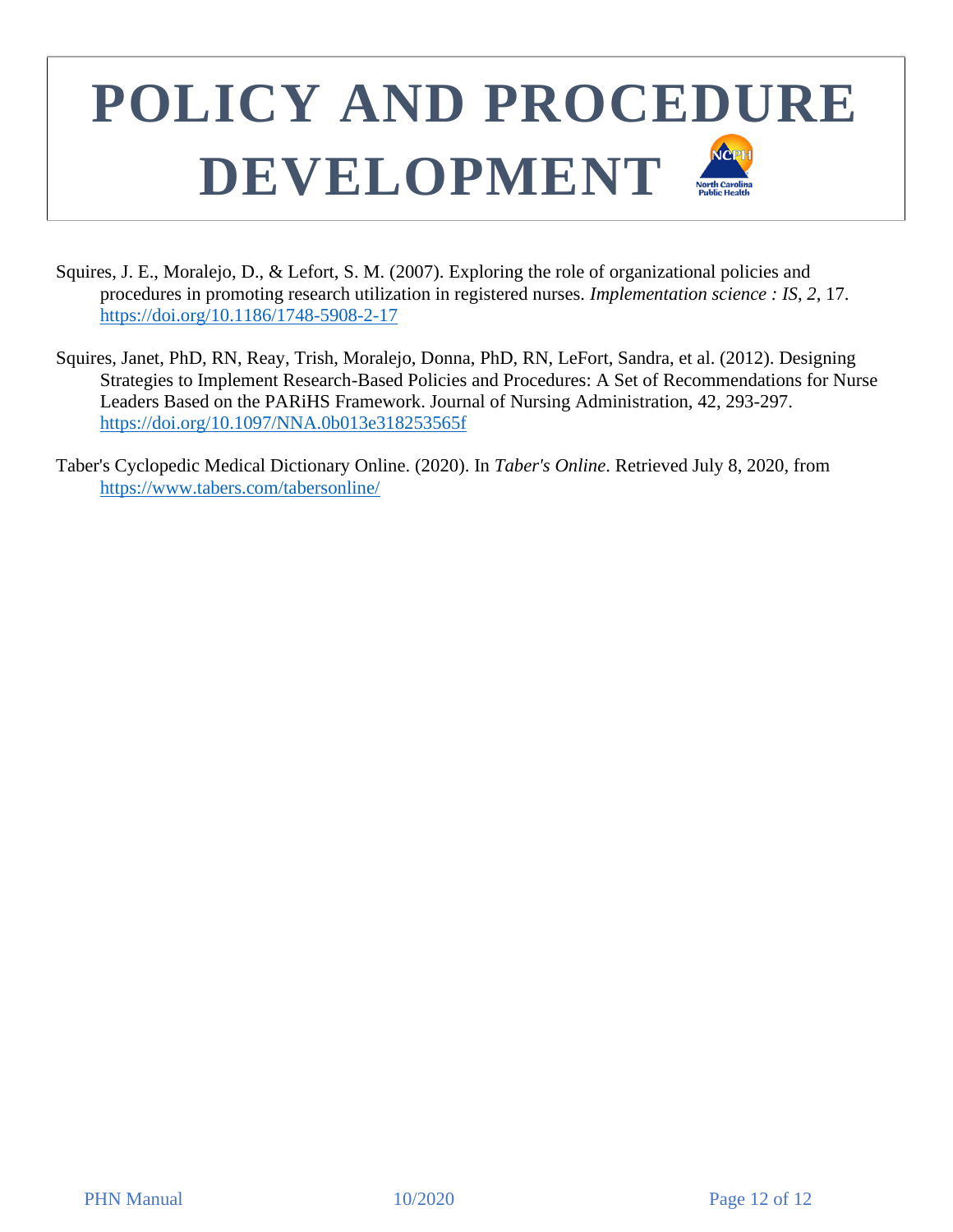Squires, J. E., Moralejo, D., & Lefort, S. M. (2007). Exploring the role of organizational policies and procedures in promoting research utilization in registered nurses. *Implementation science : IS*, *2*, 17. https://doi.org/10.1186/1748-5908-2-17

Squires, Janet, PhD, RN, Reay, Trish, Moralejo, Donna, PhD, RN, LeFort, Sandra, et al. (2012). Designing Strategies to Implement Research-Based Policies and Procedures: A Set of Recommendations for Nurse Leaders Based on the PARiHS Framework. Journal of Nursing Administration, 42, 293-297. https://doi.org/10.1097/NNA.0b013e318253565f

Taber's Cyclopedic Medical Dictionary Online. (2020). In *Taber's Online*. Retrieved July 8, 2020, from https://www.tabers.com/tabersonline/